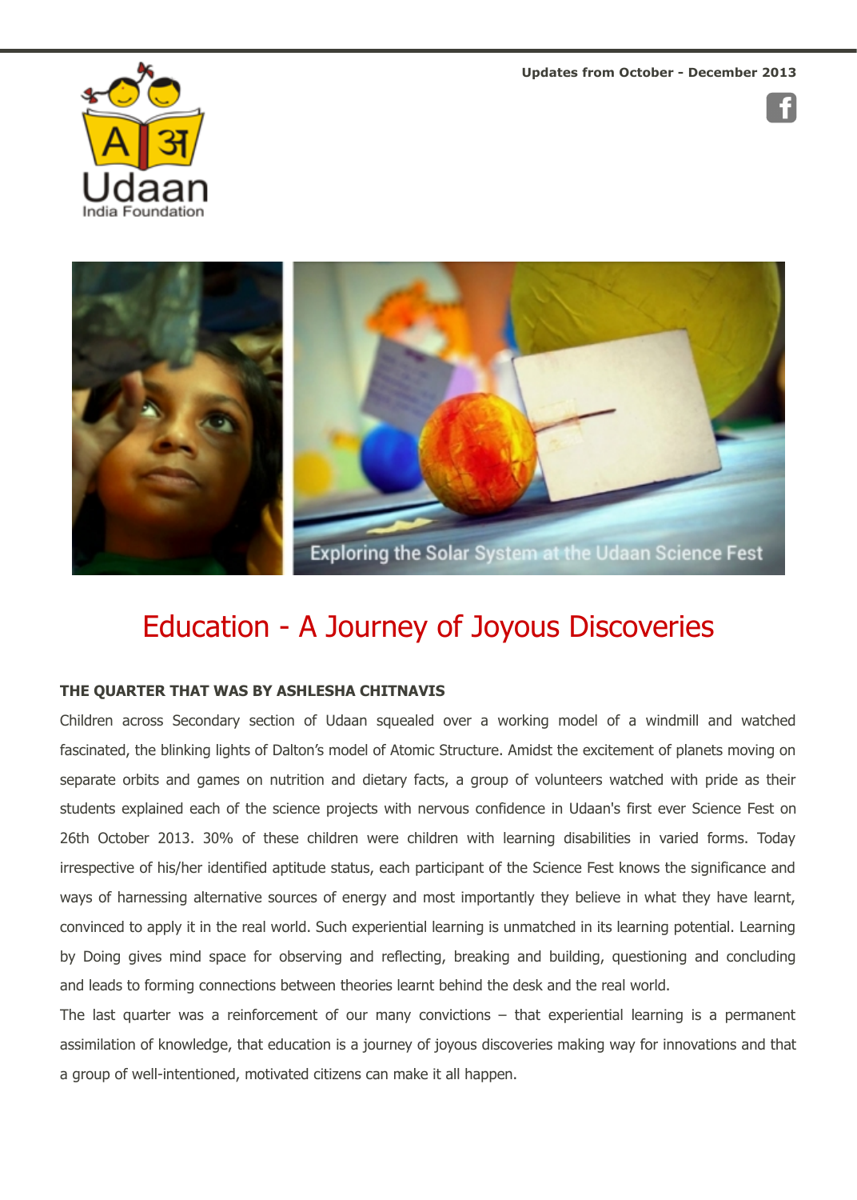Updates from October - December 2013

Udaan India Foundation

Exploring the Solar System at the Udaan Science Fest

# Education - A Journey of Joyous Discoveries

**THE QUARTER THAT WAS BY ASHLESHA CHITNAVIS**

Children across Secondary section of Udaan squealed over a working model of a windmill and watched fascinated, the blinking lights of Dalton's model of Atomic Structure. Amidst the excitement of planets moving on separate orbits and games on nutrition and dietary facts, a group of volunteers watched with pride as their students explained each of the science projects with nervous confidence in Udaan's first ever Science Fest on 26th October 2013. 30% of these children were children with learning disabilities in varied forms. Today irrespective of his/her identified aptitude status, each participant of the Science Fest knows the significance and ways of harnessing alternative sources of energy and most importantly they believe in what they have learnt, convinced to apply it in the real world. Such experiential learning is unmatched in its learning potential. Learning by Doing gives mind space for observing and reflecting, breaking and building, questioning and concluding and leads to forming connections between theories learnt behind the desk and the real world.

The last quarter was a reinforcement of our many convictions – that experiential learning is a permanent assimilation of knowledge, that education is a journey of joyous discoveries making way for innovations and that a group of well-intentioned, motivated citizens can make it all happen.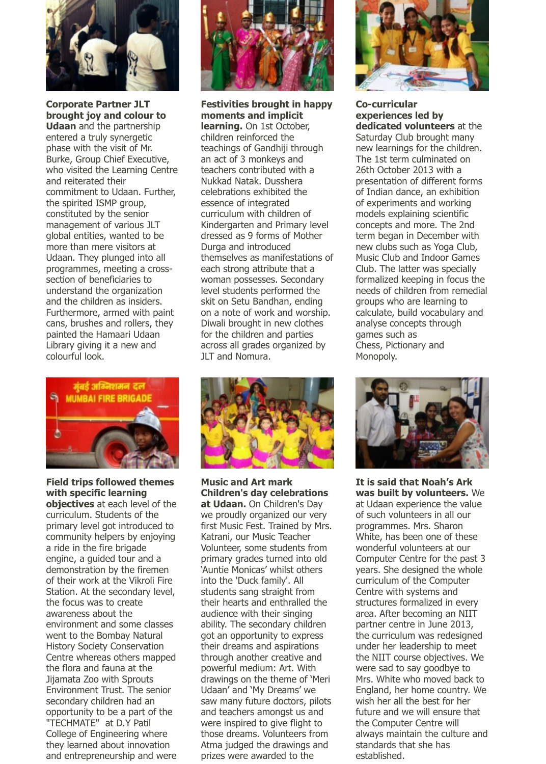**Corporate Partner JLT brought joy and colour to Udaan** and the partnership entered a truly synergetic phase with the visit of Mr. Burke, Group Chief Executive, who visited the Learning Centre and reiterated their commitment to Udaan. Further, the spirited ISMP group, constituted by the senior management of various JLT global entities, wanted to be more than mere visitors at Udaan. They plunged into all programmes, meeting a cross-section of beneficiaries to understand the organization and the children as insiders. Furthermore, armed with paint cans, brushes and rollers, they painted the Hamaari Udaan Library giving it a new and colourful look.

**Festivities brought in happy moments and implicit learning.** On 1st October, children reinforced the teachings of Gandhiji through an act of 3 monkeys and teachers contributed with a Nukkad Natak. Dusshera celebrations exhibited the essence of integrated curriculum with children of Kindergarten and Primary level dressed as 9 forms of Mother Durga and introduced themselves as manifestations of each strong attribute that a woman possesses. Secondary level students performed the skit on Setu Bandhan, ending on a note of work and worship. Diwali brought in new clothes for the children and parties across all grades organized by JLT and Nomura.

**Co-curricular experiences led by dedicated volunteers** at the Saturday Club brought many new learnings for the children. The 1st term culminated on 26th October 2013 with a presentation of different forms of Indian dance, an exhibition of experiments and working models explaining scientific concepts and more. The 2nd term began in December with new clubs such as Yoga Club, Music Club and Indoor Games Club. The latter was specially formalized keeping in focus the needs of children from remedial groups who are learning to calculate, build vocabulary and analyse concepts through games such as Chess, Pictionary and Monopoly.

**Field trips followed themes with specific learning objectives** at each level of the curriculum. Students of the primary level got introduced to community helpers by enjoying a ride in the fire brigade engine, a guided tour and a demonstration by the firemen of their work at the Vikroli Fire Station. At the secondary level, the focus was to create awareness about the environment and some classes went to the Bombay Natural History Society Conservation Centre whereas others mapped the flora and fauna at the Jijamata Zoo with Sprouts Environment Trust. The senior secondary children had an opportunity to be a part of the "TECHMATE" at D.Y Patil College of Engineering where they learned about innovation and entrepreneurship and were

**Music and Art mark Children's day celebrations at Udaan.** On Children's Day we proudly organized our very first Music Fest. Trained by Mrs. Katrani, our Music Teacher Volunteer, some students from primary grades turned into old 'Auntie Monicas' whilst others into the 'Duck family'. All students sang straight from their hearts and enthralled the audience with their singing ability. The secondary children got an opportunity to express their dreams and aspirations through another creative and powerful medium: Art. With drawings on the theme of 'Meri Udaan' and 'My Dreams' we saw many future doctors, pilots and teachers amongst us and were inspired to give flight to those dreams. Volunteers from Atma judged the drawings and prizes were awarded to the

**It is said that Noah's Ark was built by volunteers.** We at Udaan experience the value of such volunteers in all our programmes. Mrs. Sharon White, has been one of these wonderful volunteers at our Computer Centre for the past 3 years. She designed the whole curriculum of the Computer Centre with systems and structures formalized in every area. After becoming an NIIT partner centre in June 2013, the curriculum was redesigned under her leadership to meet the NIIT course objectives. We were sad to say goodbye to Mrs. White who moved back to England, her home country. We wish her all the best for her future and we will ensure that the Computer Centre will always maintain the culture and standards that she has established.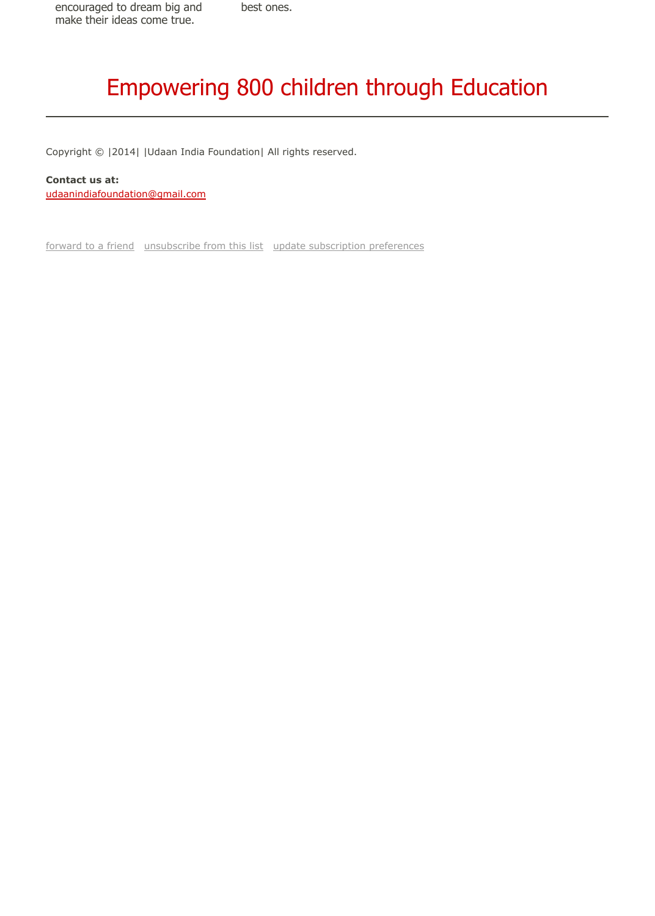encouraged to dream big and make their ideas come true.

best ones.

## Empowering 800 children through Education

---

Copyright © |2014| |Udaan India Foundation| All rights reserved.

**Contact us at:**
udaanindiafoundation@gmail.com

forward to a friend  unsubscribe from this list  update subscription preferences